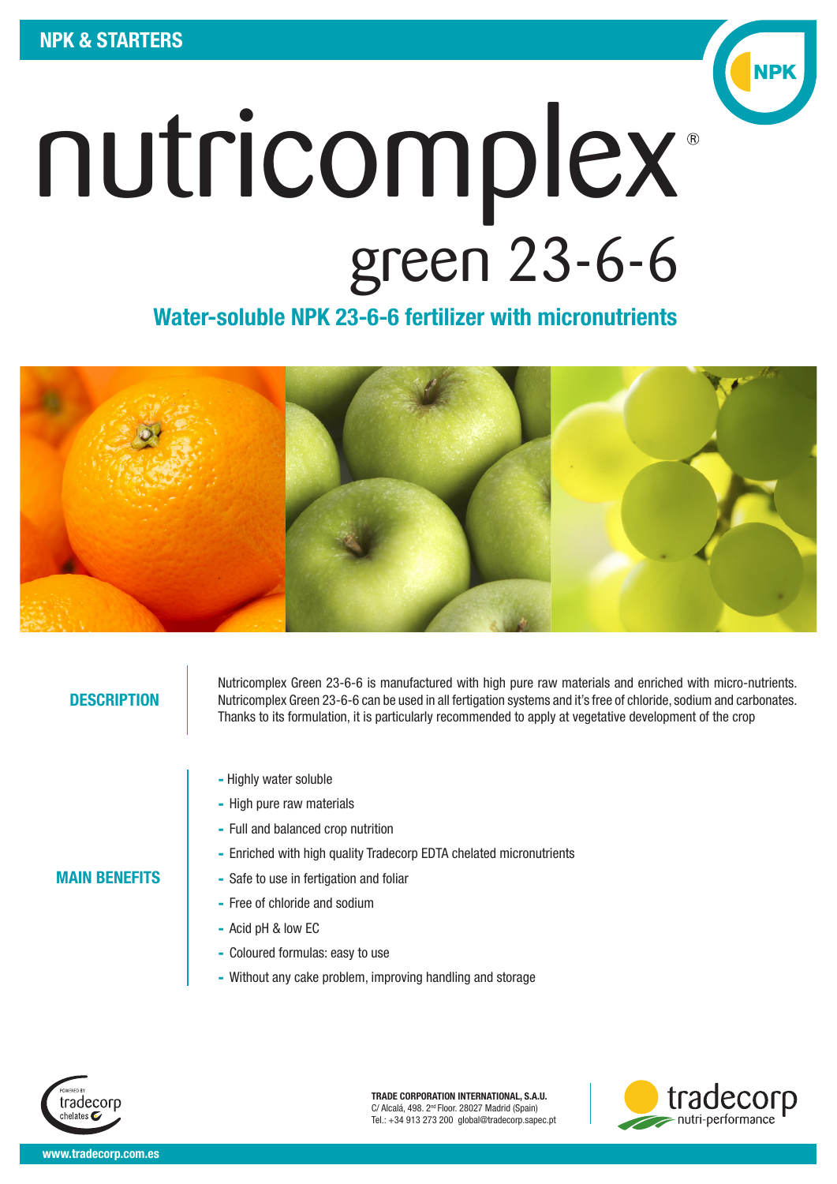NPK & STARTERS

# nutricomplex®
## green 23-6-6

### Water-soluble NPK 23-6-6 fertilizer with micronutrients

**DESCRIPTION**

Nutricomplex Green 23-6-6 is manufactured with high pure raw materials and enriched with micro-nutrients. Nutricomplex Green 23-6-6 can be used in all fertigation systems and it's free of chloride, sodium and carbonates. Thanks to its formulation, it is particularly recommended to apply at vegetative development of the crop

**MAIN BENEFITS**

- Highly water soluble
- High pure raw materials
- Full and balanced crop nutrition
- Enriched with high quality Tradecorp EDTA chelated micronutrients
- Safe to use in fertigation and foliar
- Free of chloride and sodium
- Acid pH & low EC
- Coloured formulas: easy to use
- Without any cake problem, improving handling and storage

POWERED BY tradecorp chelates

**TRADE CORPORATION INTERNATIONAL, S.A.U.**
C/ Alcalá, 498. 2nd Floor. 28027 Madrid (Spain)
Tel.: +34 913 273 200 global@tradecorp.sapec.pt

tradecorp nutri-performance

www.tradecorp.com.es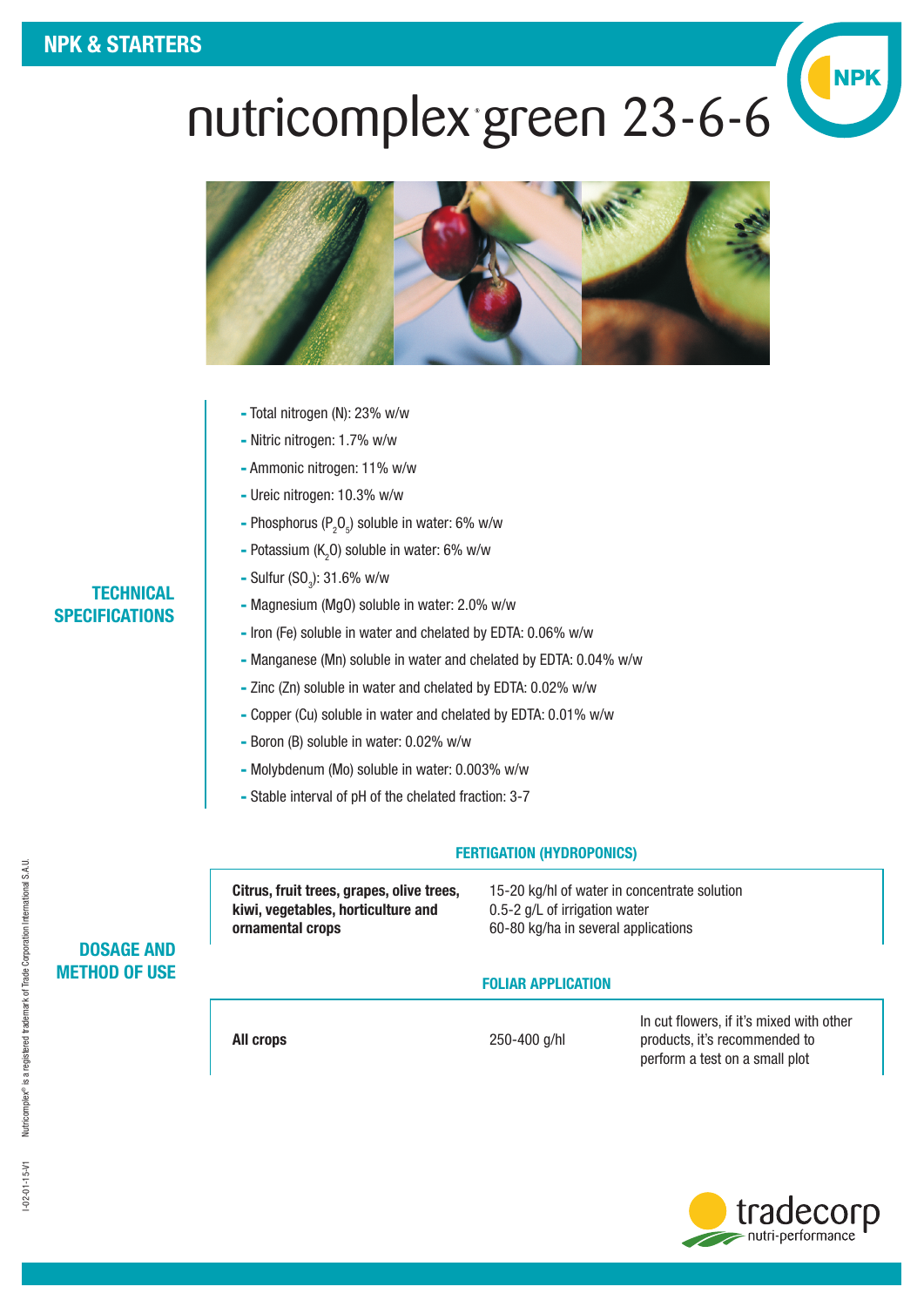NPK & STARTERS

# nutricomplex® green 23-6-6

## TECHNICAL SPECIFICATIONS

- Total nitrogen (N): 23% w/w
- Nitric nitrogen: 1.7% w/w
- Ammonic nitrogen: 11% w/w
- Ureic nitrogen: 10.3% w/w
- Phosphorus ($P_2O_5$) soluble in water: 6% w/w
- Potassium ($K_2O$) soluble in water: 6% w/w
- Sulfur ($SO_3$): 31.6% w/w
- Magnesium (MgO) soluble in water: 2.0% w/w
- Iron (Fe) soluble in water and chelated by EDTA: 0.06% w/w
- Manganese (Mn) soluble in water and chelated by EDTA: 0.04% w/w
- Zinc (Zn) soluble in water and chelated by EDTA: 0.02% w/w
- Copper (Cu) soluble in water and chelated by EDTA: 0.01% w/w
- Boron (B) soluble in water: 0.02% w/w
- Molybdenum (Mo) soluble in water: 0.003% w/w
- Stable interval of pH of the chelated fraction: 3-7

## DOSAGE AND METHOD OF USE

### FERTIGATION (HYDROPONICS)

| | |
|---|---|
| **Citrus, fruit trees, grapes, olive trees, kiwi, vegetables, horticulture and ornamental crops** | 15-20 kg/hl of water in concentrate solution<br>0.5-2 g/L of irrigation water<br>60-80 kg/ha in several applications |

### FOLIAR APPLICATION

| | | |
|---|---|---|
| **All crops** | 250-400 g/hl | In cut flowers, if it's mixed with other products, it's recommended to perform a test on a small plot |

Nutricomplex® is a registered trademark of Trade Corporation International S.A.U.

I-02-01-15-V1

tradecorp nutri-performance